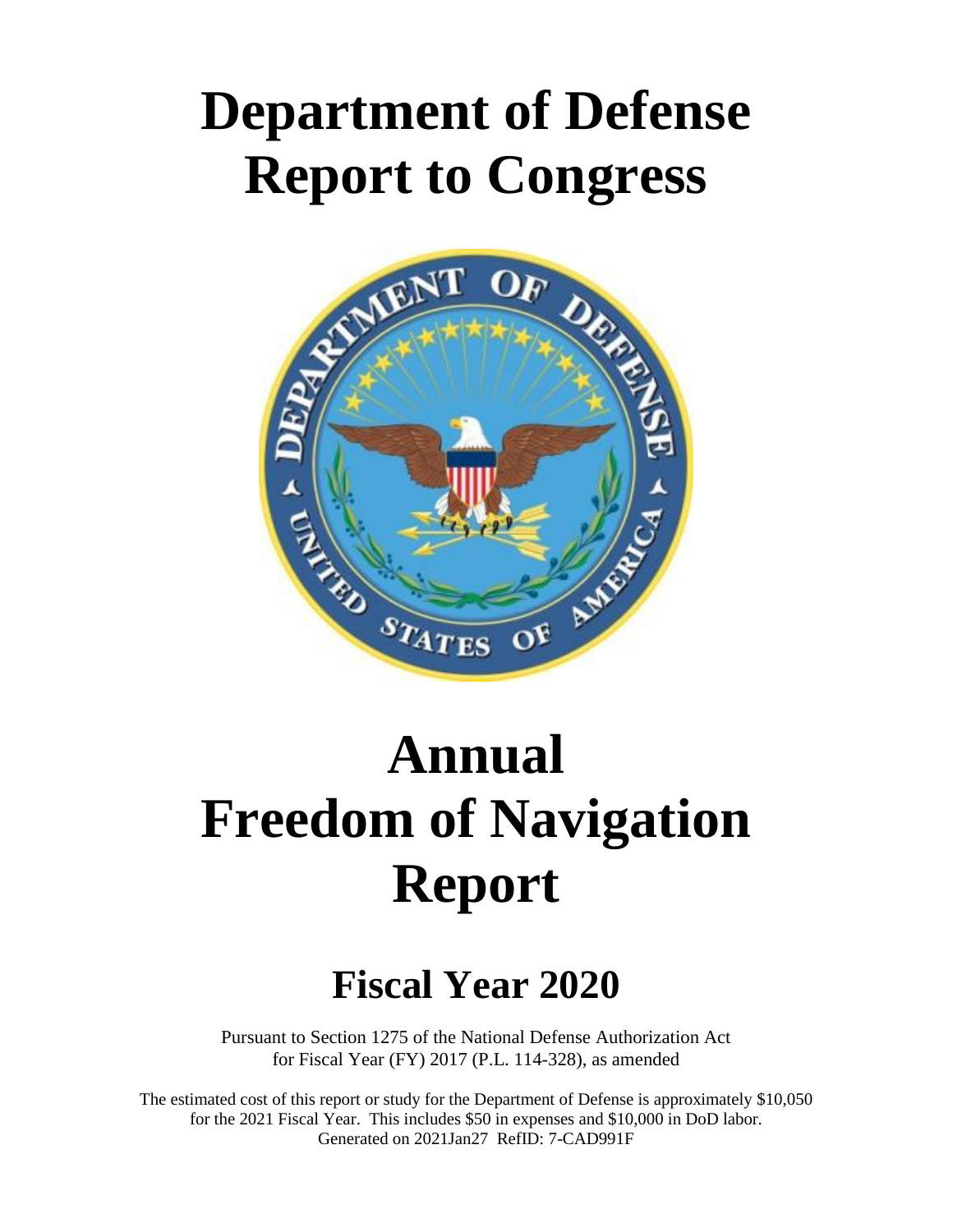# Department of Defense Report to Congress

# Annual Freedom of Navigation Report

## Fiscal Year 2020

Pursuant to Section 1275 of the National Defense Authorization Act for Fiscal Year (FY) 2017 (P.L. 114-328), as amended

The estimated cost of this report or study for the Department of Defense is approximately $10,050 for the 2021 Fiscal Year. This includes $50 in expenses and $10,000 in DoD labor.
Generated on 2021Jan27 RefID: 7-CAD991F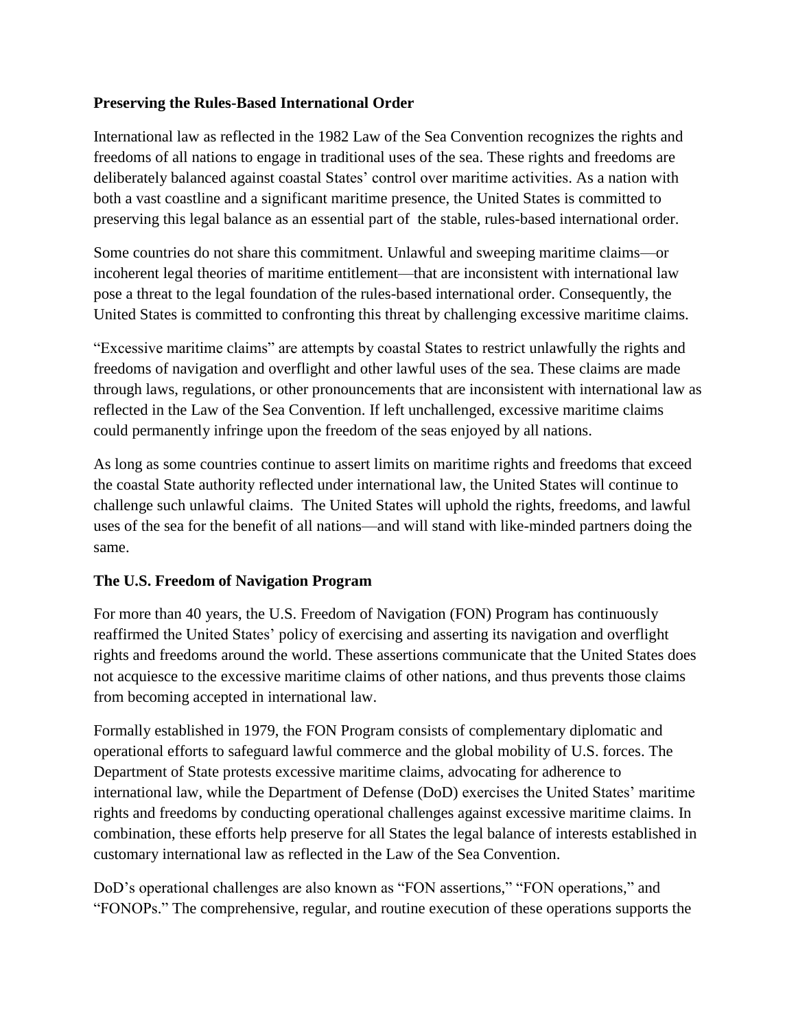**Preserving the Rules-Based International Order**

International law as reflected in the 1982 Law of the Sea Convention recognizes the rights and freedoms of all nations to engage in traditional uses of the sea. These rights and freedoms are deliberately balanced against coastal States' control over maritime activities. As a nation with both a vast coastline and a significant maritime presence, the United States is committed to preserving this legal balance as an essential part of the stable, rules-based international order.

Some countries do not share this commitment. Unlawful and sweeping maritime claims—or incoherent legal theories of maritime entitlement—that are inconsistent with international law pose a threat to the legal foundation of the rules-based international order. Consequently, the United States is committed to confronting this threat by challenging excessive maritime claims.

"Excessive maritime claims" are attempts by coastal States to restrict unlawfully the rights and freedoms of navigation and overflight and other lawful uses of the sea. These claims are made through laws, regulations, or other pronouncements that are inconsistent with international law as reflected in the Law of the Sea Convention. If left unchallenged, excessive maritime claims could permanently infringe upon the freedom of the seas enjoyed by all nations.

As long as some countries continue to assert limits on maritime rights and freedoms that exceed the coastal State authority reflected under international law, the United States will continue to challenge such unlawful claims. The United States will uphold the rights, freedoms, and lawful uses of the sea for the benefit of all nations—and will stand with like-minded partners doing the same.

**The U.S. Freedom of Navigation Program**

For more than 40 years, the U.S. Freedom of Navigation (FON) Program has continuously reaffirmed the United States' policy of exercising and asserting its navigation and overflight rights and freedoms around the world. These assertions communicate that the United States does not acquiesce to the excessive maritime claims of other nations, and thus prevents those claims from becoming accepted in international law.

Formally established in 1979, the FON Program consists of complementary diplomatic and operational efforts to safeguard lawful commerce and the global mobility of U.S. forces. The Department of State protests excessive maritime claims, advocating for adherence to international law, while the Department of Defense (DoD) exercises the United States' maritime rights and freedoms by conducting operational challenges against excessive maritime claims. In combination, these efforts help preserve for all States the legal balance of interests established in customary international law as reflected in the Law of the Sea Convention.

DoD's operational challenges are also known as "FON assertions," "FON operations," and "FONOPs." The comprehensive, regular, and routine execution of these operations supports the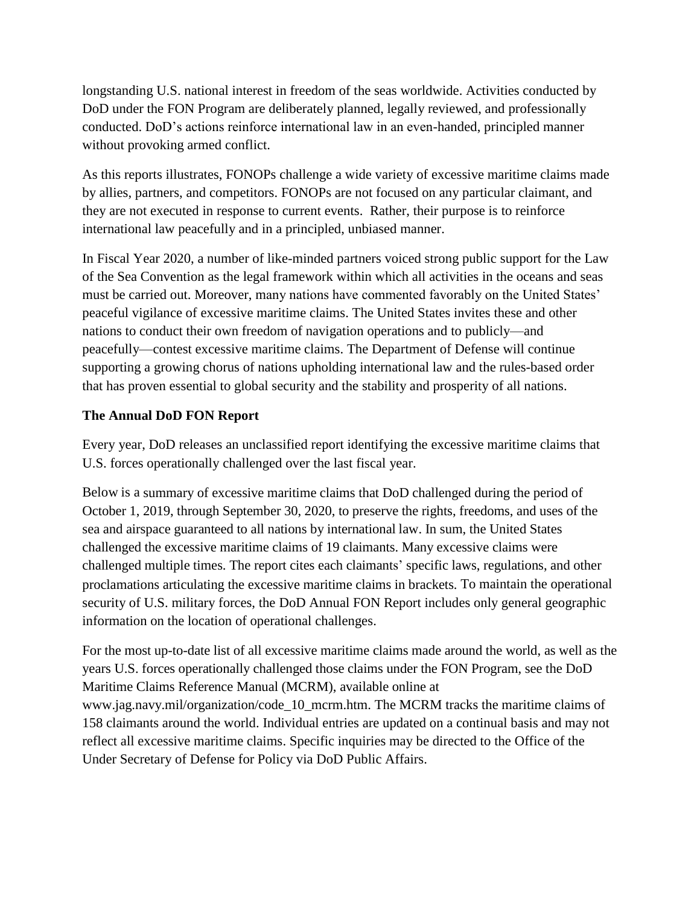longstanding U.S. national interest in freedom of the seas worldwide. Activities conducted by DoD under the FON Program are deliberately planned, legally reviewed, and professionally conducted. DoD's actions reinforce international law in an even-handed, principled manner without provoking armed conflict.

As this reports illustrates, FONOPs challenge a wide variety of excessive maritime claims made by allies, partners, and competitors. FONOPs are not focused on any particular claimant, and they are not executed in response to current events. Rather, their purpose is to reinforce international law peacefully and in a principled, unbiased manner.

In Fiscal Year 2020, a number of like-minded partners voiced strong public support for the Law of the Sea Convention as the legal framework within which all activities in the oceans and seas must be carried out. Moreover, many nations have commented favorably on the United States' peaceful vigilance of excessive maritime claims. The United States invites these and other nations to conduct their own freedom of navigation operations and to publicly—and peacefully—contest excessive maritime claims. The Department of Defense will continue supporting a growing chorus of nations upholding international law and the rules-based order that has proven essential to global security and the stability and prosperity of all nations.

**The Annual DoD FON Report**

Every year, DoD releases an unclassified report identifying the excessive maritime claims that U.S. forces operationally challenged over the last fiscal year.

Below is a summary of excessive maritime claims that DoD challenged during the period of October 1, 2019, through September 30, 2020, to preserve the rights, freedoms, and uses of the sea and airspace guaranteed to all nations by international law. In sum, the United States challenged the excessive maritime claims of 19 claimants. Many excessive claims were challenged multiple times. The report cites each claimants' specific laws, regulations, and other proclamations articulating the excessive maritime claims in brackets. To maintain the operational security of U.S. military forces, the DoD Annual FON Report includes only general geographic information on the location of operational challenges.

For the most up-to-date list of all excessive maritime claims made around the world, as well as the years U.S. forces operationally challenged those claims under the FON Program, see the DoD Maritime Claims Reference Manual (MCRM), available online at www.jag.navy.mil/organization/code_10_mcrm.htm. The MCRM tracks the maritime claims of 158 claimants around the world. Individual entries are updated on a continual basis and may not reflect all excessive maritime claims. Specific inquiries may be directed to the Office of the Under Secretary of Defense for Policy via DoD Public Affairs.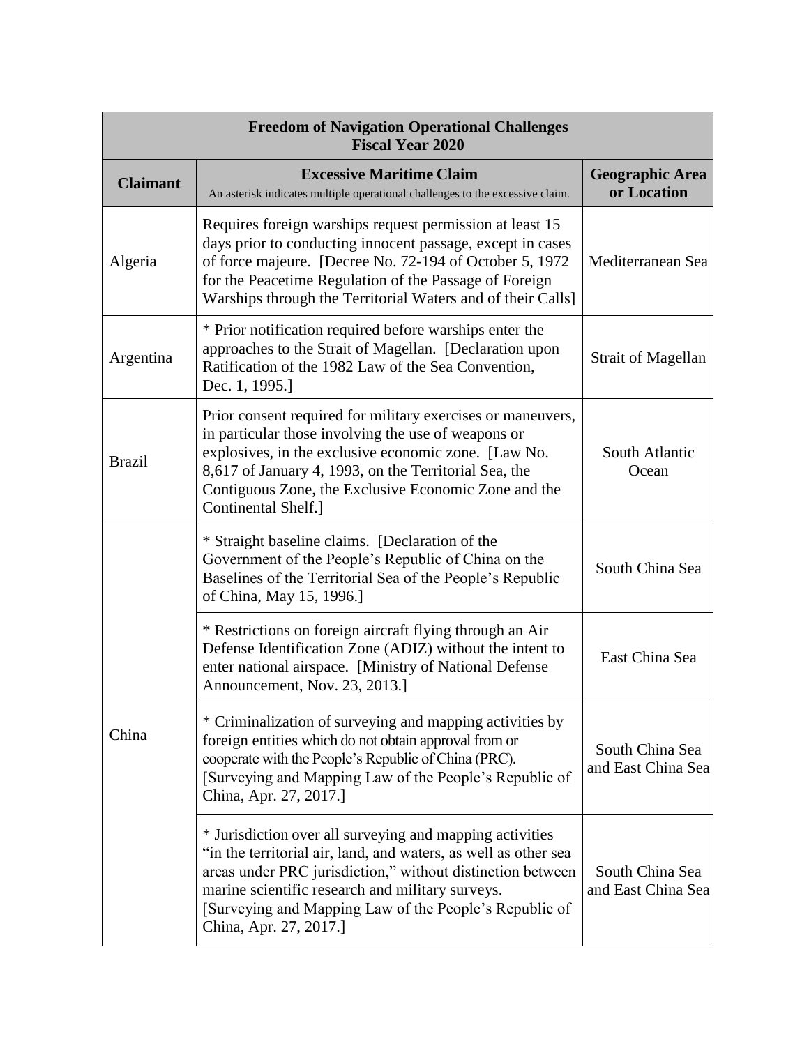| **Freedom of Navigation Operational Challenges Fiscal Year 2020** | | |
|---|---|---|
| **Claimant** | **Excessive Maritime Claim** An asterisk indicates multiple operational challenges to the excessive claim. | **Geographic Area or Location** |
| Algeria | Requires foreign warships request permission at least 15 days prior to conducting innocent passage, except in cases of force majeure. [Decree No. 72-194 of October 5, 1972 for the Peacetime Regulation of the Passage of Foreign Warships through the Territorial Waters and of their Calls] | Mediterranean Sea |
| Argentina | * Prior notification required before warships enter the approaches to the Strait of Magellan. [Declaration upon Ratification of the 1982 Law of the Sea Convention, Dec. 1, 1995.] | Strait of Magellan |
| Brazil | Prior consent required for military exercises or maneuvers, in particular those involving the use of weapons or explosives, in the exclusive economic zone. [Law No. 8,617 of January 4, 1993, on the Territorial Sea, the Contiguous Zone, the Exclusive Economic Zone and the Continental Shelf.] | South Atlantic Ocean |
| China | * Straight baseline claims. [Declaration of the Government of the People's Republic of China on the Baselines of the Territorial Sea of the People's Republic of China, May 15, 1996.] | South China Sea |
| | * Restrictions on foreign aircraft flying through an Air Defense Identification Zone (ADIZ) without the intent to enter national airspace. [Ministry of National Defense Announcement, Nov. 23, 2013.] | East China Sea |
| | * Criminalization of surveying and mapping activities by foreign entities which do not obtain approval from or cooperate with the People's Republic of China (PRC). [Surveying and Mapping Law of the People's Republic of China, Apr. 27, 2017.] | South China Sea and East China Sea |
| | * Jurisdiction over all surveying and mapping activities "in the territorial air, land, and waters, as well as other sea areas under PRC jurisdiction," without distinction between marine scientific research and military surveys. [Surveying and Mapping Law of the People's Republic of China, Apr. 27, 2017.] | South China Sea and East China Sea |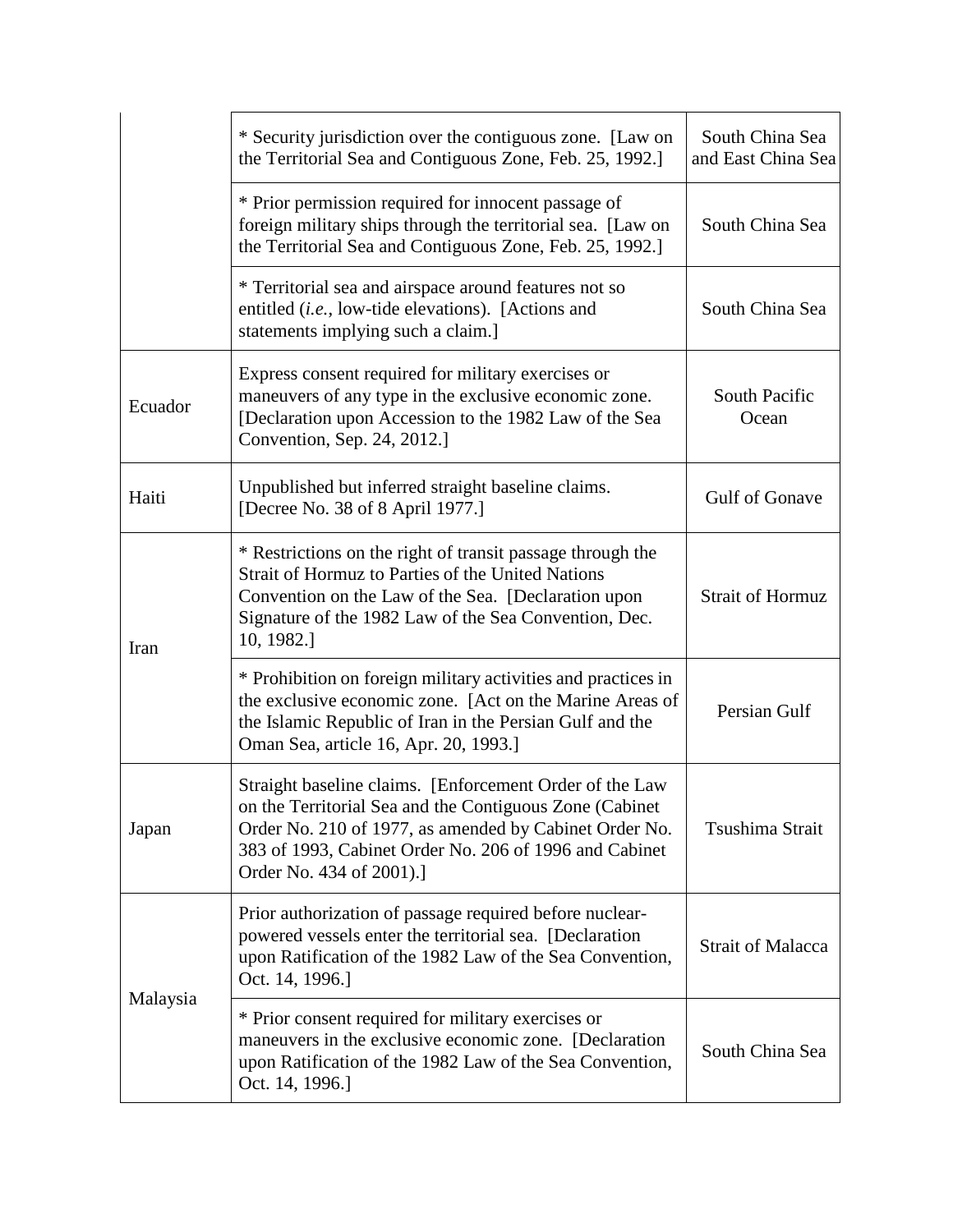| | | |
|---|---|---|
| | * Security jurisdiction over the contiguous zone. [Law on the Territorial Sea and Contiguous Zone, Feb. 25, 1992.] | South China Sea and East China Sea |
| | * Prior permission required for innocent passage of foreign military ships through the territorial sea. [Law on the Territorial Sea and Contiguous Zone, Feb. 25, 1992.] | South China Sea |
| | * Territorial sea and airspace around features not so entitled (*i.e.*, low-tide elevations). [Actions and statements implying such a claim.] | South China Sea |
| Ecuador | Express consent required for military exercises or maneuvers of any type in the exclusive economic zone. [Declaration upon Accession to the 1982 Law of the Sea Convention, Sep. 24, 2012.] | South Pacific Ocean |
| Haiti | Unpublished but inferred straight baseline claims. [Decree No. 38 of 8 April 1977.] | Gulf of Gonave |
| Iran | * Restrictions on the right of transit passage through the Strait of Hormuz to Parties of the United Nations Convention on the Law of the Sea. [Declaration upon Signature of the 1982 Law of the Sea Convention, Dec. 10, 1982.] | Strait of Hormuz |
| | * Prohibition on foreign military activities and practices in the exclusive economic zone. [Act on the Marine Areas of the Islamic Republic of Iran in the Persian Gulf and the Oman Sea, article 16, Apr. 20, 1993.] | Persian Gulf |
| Japan | Straight baseline claims. [Enforcement Order of the Law on the Territorial Sea and the Contiguous Zone (Cabinet Order No. 210 of 1977, as amended by Cabinet Order No. 383 of 1993, Cabinet Order No. 206 of 1996 and Cabinet Order No. 434 of 2001).] | Tsushima Strait |
| Malaysia | Prior authorization of passage required before nuclear-powered vessels enter the territorial sea. [Declaration upon Ratification of the 1982 Law of the Sea Convention, Oct. 14, 1996.] | Strait of Malacca |
| | * Prior consent required for military exercises or maneuvers in the exclusive economic zone. [Declaration upon Ratification of the 1982 Law of the Sea Convention, Oct. 14, 1996.] | South China Sea |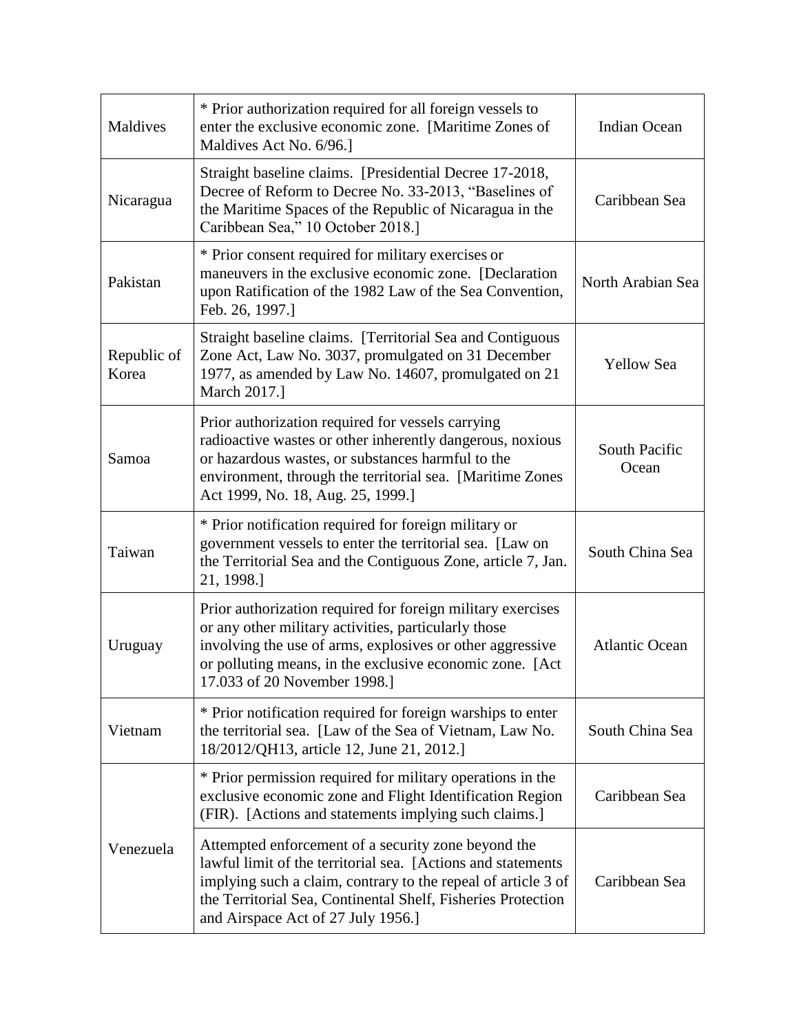| | | |
|---|---|---|
| Maldives | * Prior authorization required for all foreign vessels to enter the exclusive economic zone. [Maritime Zones of Maldives Act No. 6/96.] | Indian Ocean |
| Nicaragua | Straight baseline claims. [Presidential Decree 17-2018, Decree of Reform to Decree No. 33-2013, "Baselines of the Maritime Spaces of the Republic of Nicaragua in the Caribbean Sea," 10 October 2018.] | Caribbean Sea |
| Pakistan | * Prior consent required for military exercises or maneuvers in the exclusive economic zone. [Declaration upon Ratification of the 1982 Law of the Sea Convention, Feb. 26, 1997.] | North Arabian Sea |
| Republic of Korea | Straight baseline claims. [Territorial Sea and Contiguous Zone Act, Law No. 3037, promulgated on 31 December 1977, as amended by Law No. 14607, promulgated on 21 March 2017.] | Yellow Sea |
| Samoa | Prior authorization required for vessels carrying radioactive wastes or other inherently dangerous, noxious or hazardous wastes, or substances harmful to the environment, through the territorial sea. [Maritime Zones Act 1999, No. 18, Aug. 25, 1999.] | South Pacific Ocean |
| Taiwan | * Prior notification required for foreign military or government vessels to enter the territorial sea. [Law on the Territorial Sea and the Contiguous Zone, article 7, Jan. 21, 1998.] | South China Sea |
| Uruguay | Prior authorization required for foreign military exercises or any other military activities, particularly those involving the use of arms, explosives or other aggressive or polluting means, in the exclusive economic zone. [Act 17.033 of 20 November 1998.] | Atlantic Ocean |
| Vietnam | * Prior notification required for foreign warships to enter the territorial sea. [Law of the Sea of Vietnam, Law No. 18/2012/QH13, article 12, June 21, 2012.] | South China Sea |
| Venezuela | * Prior permission required for military operations in the exclusive economic zone and Flight Identification Region (FIR). [Actions and statements implying such claims.] | Caribbean Sea |
| | Attempted enforcement of a security zone beyond the lawful limit of the territorial sea. [Actions and statements implying such a claim, contrary to the repeal of article 3 of the Territorial Sea, Continental Shelf, Fisheries Protection and Airspace Act of 27 July 1956.] | Caribbean Sea |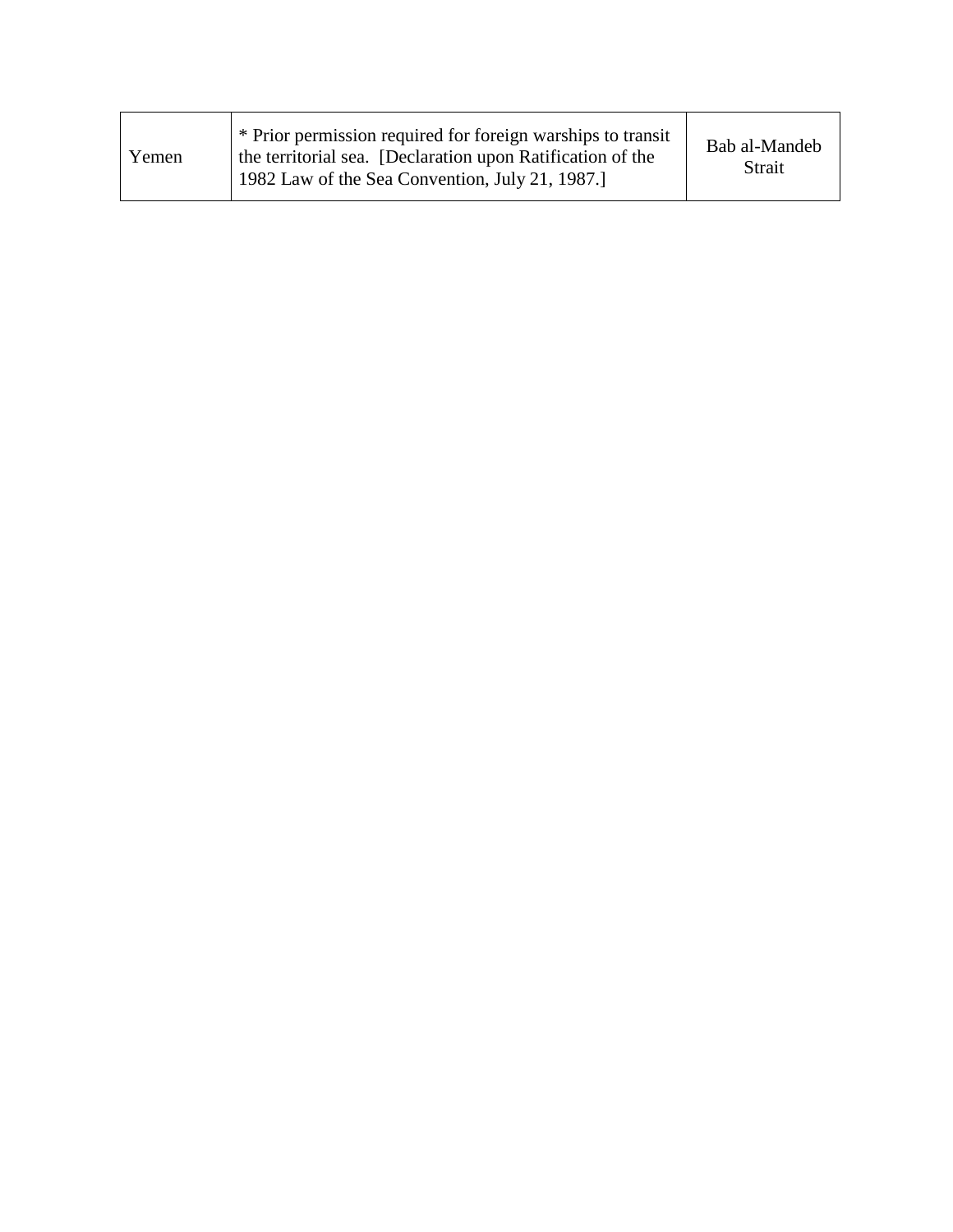| | | |
|---|---|---|
| Yemen | * Prior permission required for foreign warships to transit the territorial sea. [Declaration upon Ratification of the 1982 Law of the Sea Convention, July 21, 1987.] | Bab al-Mandeb Strait |